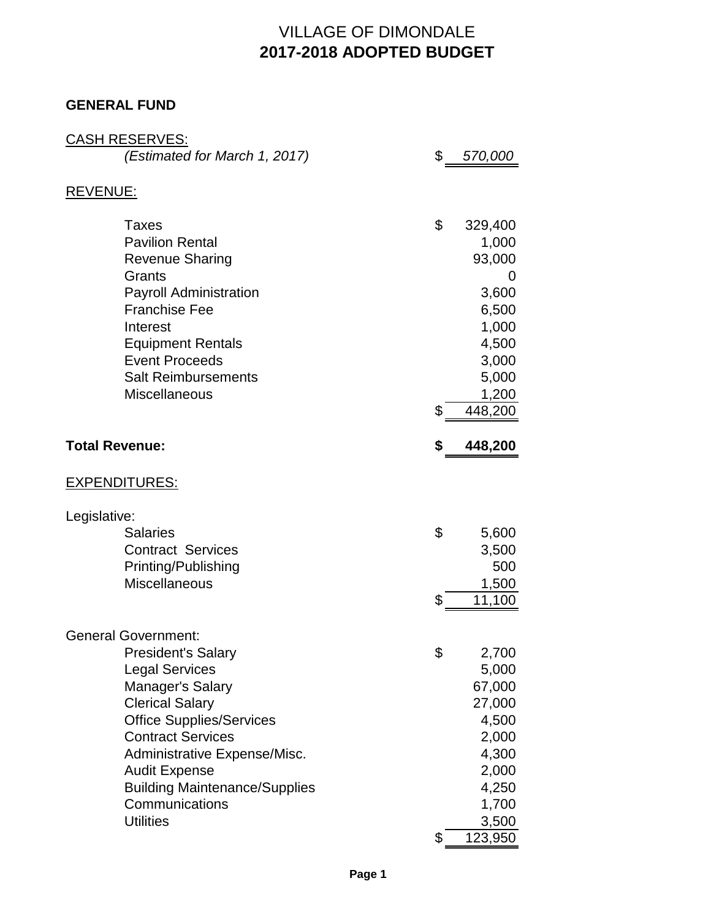# VILLAGE OF DIMONDALE

## 2017-2018 ADOPTED BUDGET

### GENERAL FUND

| | | |
|---|---|---|
| CASH RESERVES: | | |
| *(Estimated for March 1, 2017)* | $ | *570,000* |
| | | |
| REVENUE: | | |
| Taxes | $ | 329,400 |
| Pavilion Rental | | 1,000 |
| Revenue Sharing | | 93,000 |
| Grants | | 0 |
| Payroll Administration | | 3,600 |
| Franchise Fee | | 6,500 |
| Interest | | 1,000 |
| Equipment Rentals | | 4,500 |
| Event Proceeds | | 3,000 |
| Salt Reimbursements | | 5,000 |
| Miscellaneous | | 1,200 |
| | $ | 448,200 |
| | | |
| **Total Revenue:** | **$** | **448,200** |
| | | |
| EXPENDITURES: | | |
| Legislative: | | |
| Salaries | $ | 5,600 |
| Contract Services | | 3,500 |
| Printing/Publishing | | 500 |
| Miscellaneous | | 1,500 |
| | $ | 11,100 |
| | | |
| General Government: | | |
| President's Salary | $ | 2,700 |
| Legal Services | | 5,000 |
| Manager's Salary | | 67,000 |
| Clerical Salary | | 27,000 |
| Office Supplies/Services | | 4,500 |
| Contract Services | | 2,000 |
| Administrative Expense/Misc. | | 4,300 |
| Audit Expense | | 2,000 |
| Building Maintenance/Supplies | | 4,250 |
| Communications | | 1,700 |
| Utilities | | 3,500 |
| | $ | 123,950 |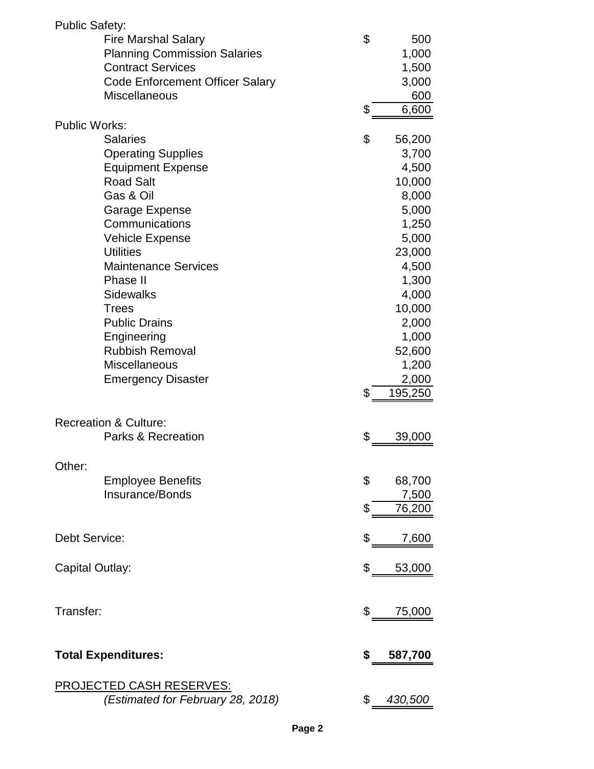| | |
|---|---|
| **Public Safety:** | |
| Fire Marshal Salary | $ 500 |
| Planning Commission Salaries | 1,000 |
| Contract Services | 1,500 |
| Code Enforcement Officer Salary | 3,000 |
| Miscellaneous | 600 |
| | $ 6,600 |
| **Public Works:** | |
| Salaries | $ 56,200 |
| Operating Supplies | 3,700 |
| Equipment Expense | 4,500 |
| Road Salt | 10,000 |
| Gas & Oil | 8,000 |
| Garage Expense | 5,000 |
| Communications | 1,250 |
| Vehicle Expense | 5,000 |
| Utilities | 23,000 |
| Maintenance Services | 4,500 |
| Phase II | 1,300 |
| Sidewalks | 4,000 |
| Trees | 10,000 |
| Public Drains | 2,000 |
| Engineering | 1,000 |
| Rubbish Removal | 52,600 |
| Miscellaneous | 1,200 |
| Emergency Disaster | 2,000 |
| | $ 195,250 |
| **Recreation & Culture:** | |
| Parks & Recreation | $ 39,000 |
| **Other:** | |
| Employee Benefits | $ 68,700 |
| Insurance/Bonds | 7,500 |
| | $ 76,200 |
| **Debt Service:** | $ 7,600 |
| **Capital Outlay:** | $ 53,000 |
| **Transfer:** | $ 75,000 |
| **Total Expenditures:** | **$ 587,700** |

PROJECTED CASH RESERVES:

| | |
|---|---|
| *(Estimated for February 28, 2018)* | $ *430,500* |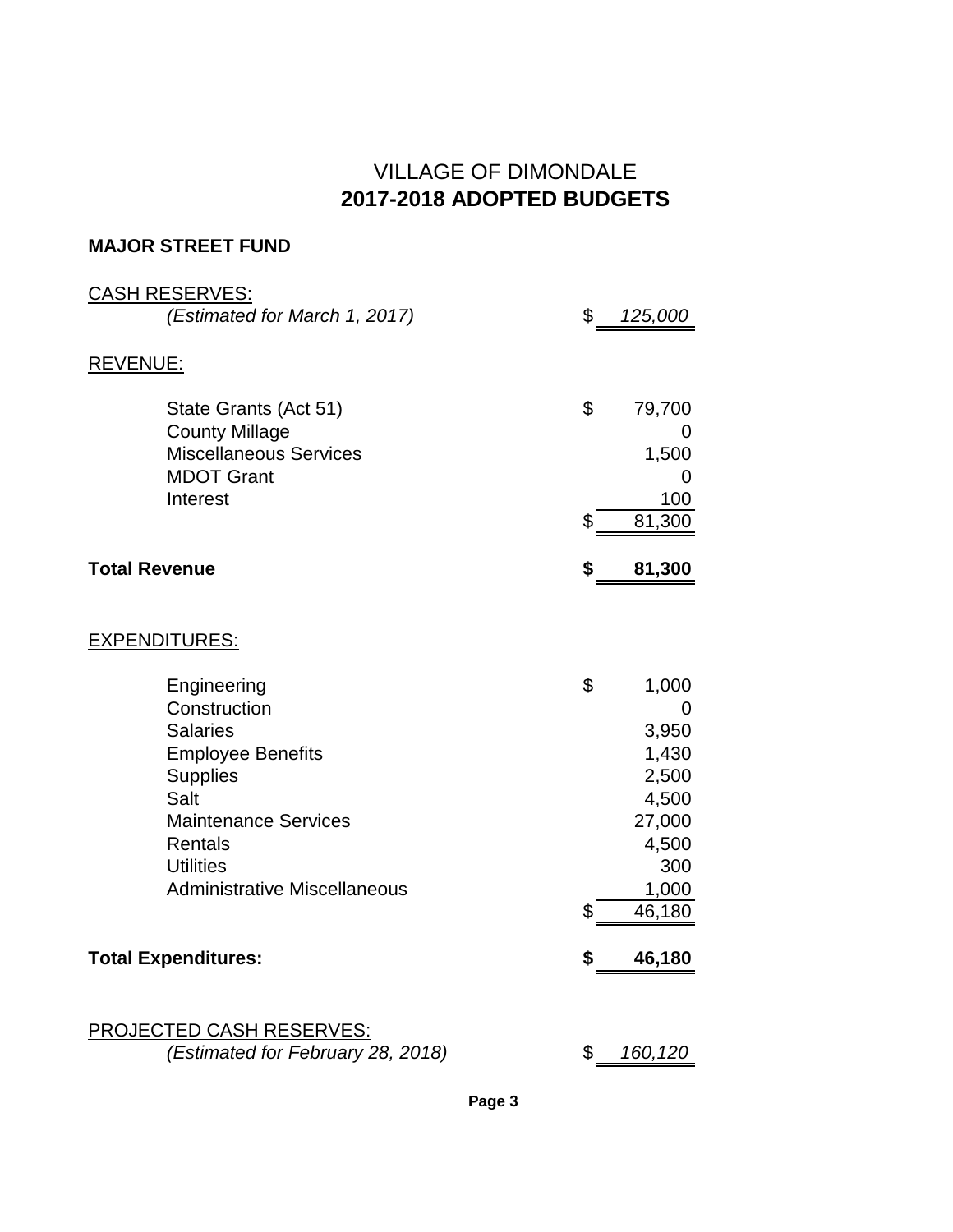# VILLAGE OF DIMONDALE
# **2017-2018 ADOPTED BUDGETS**

**MAJOR STREET FUND**

| | |
|---|---|
| CASH RESERVES: | |
| *(Estimated for March 1, 2017)* | $ *125,000* |
| REVENUE: | |
| State Grants (Act 51) | $ 79,700 |
| County Millage | 0 |
| Miscellaneous Services | 1,500 |
| MDOT Grant | 0 |
| Interest | 100 |
| | $ 81,300 |
| **Total Revenue** | **$ 81,300** |
| EXPENDITURES: | |
| Engineering | $ 1,000 |
| Construction | 0 |
| Salaries | 3,950 |
| Employee Benefits | 1,430 |
| Supplies | 2,500 |
| Salt | 4,500 |
| Maintenance Services | 27,000 |
| Rentals | 4,500 |
| Utilities | 300 |
| Administrative Miscellaneous | 1,000 |
| | $ 46,180 |
| **Total Expenditures:** | **$ 46,180** |
| PROJECTED CASH RESERVES: | |
| *(Estimated for February 28, 2018)* | $ *160,120* |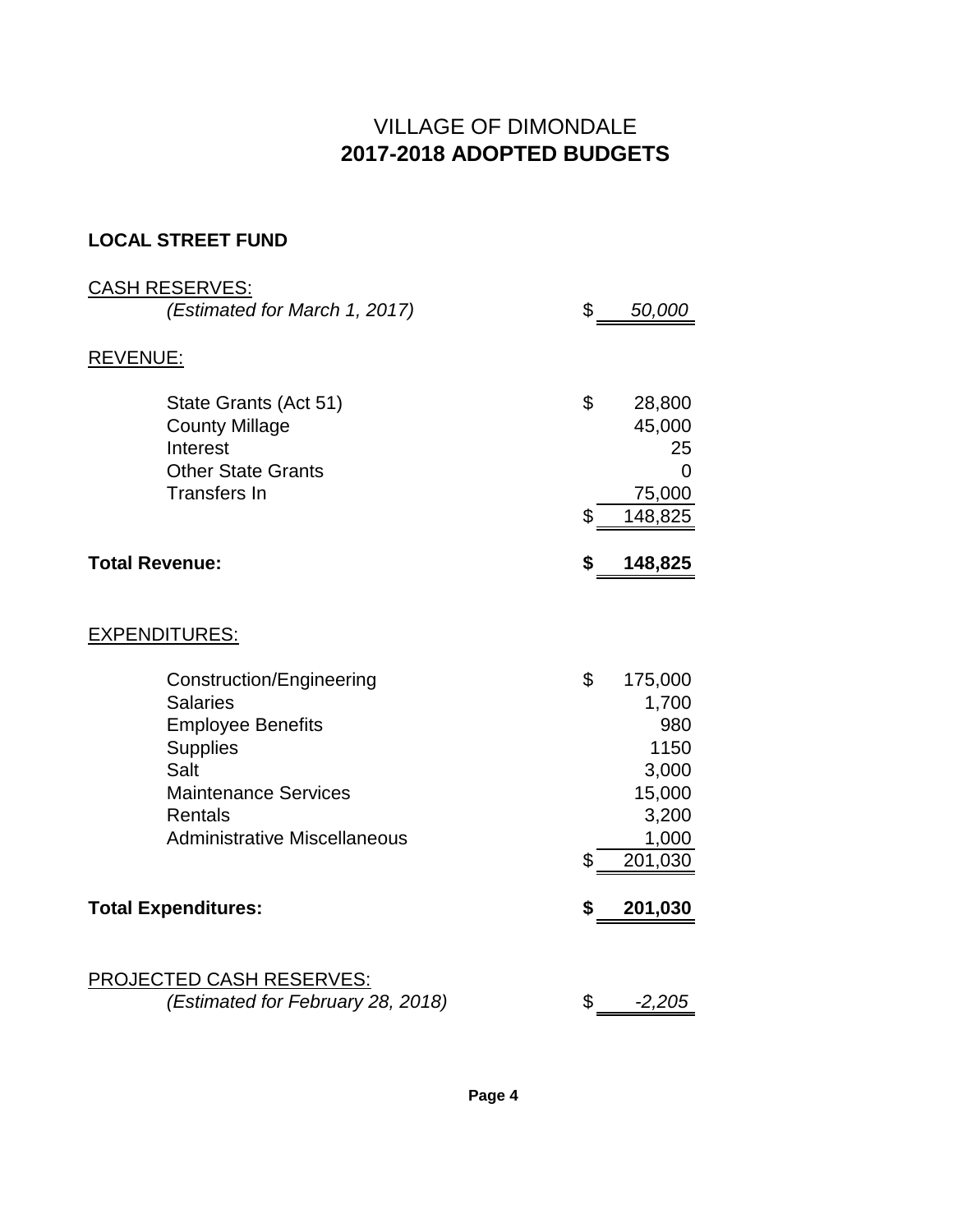# VILLAGE OF DIMONDALE
## 2017-2018 ADOPTED BUDGETS

### LOCAL STREET FUND

| | | |
|---|---|---|
| CASH RESERVES: | | |
| *(Estimated for March 1, 2017)* | $ | *50,000* |
| REVENUE: | | |
| State Grants (Act 51) | $ | 28,800 |
| County Millage | | 45,000 |
| Interest | | 25 |
| Other State Grants | | 0 |
| Transfers In | | 75,000 |
| | $ | 148,825 |
| **Total Revenue:** | **$** | **148,825** |
| EXPENDITURES: | | |
| Construction/Engineering | $ | 175,000 |
| Salaries | | 1,700 |
| Employee Benefits | | 980 |
| Supplies | | 1150 |
| Salt | | 3,000 |
| Maintenance Services | | 15,000 |
| Rentals | | 3,200 |
| Administrative Miscellaneous | | 1,000 |
| | $ | 201,030 |
| **Total Expenditures:** | **$** | **201,030** |
| PROJECTED CASH RESERVES: | | |
| *(Estimated for February 28, 2018)* | $ | *-2,205* |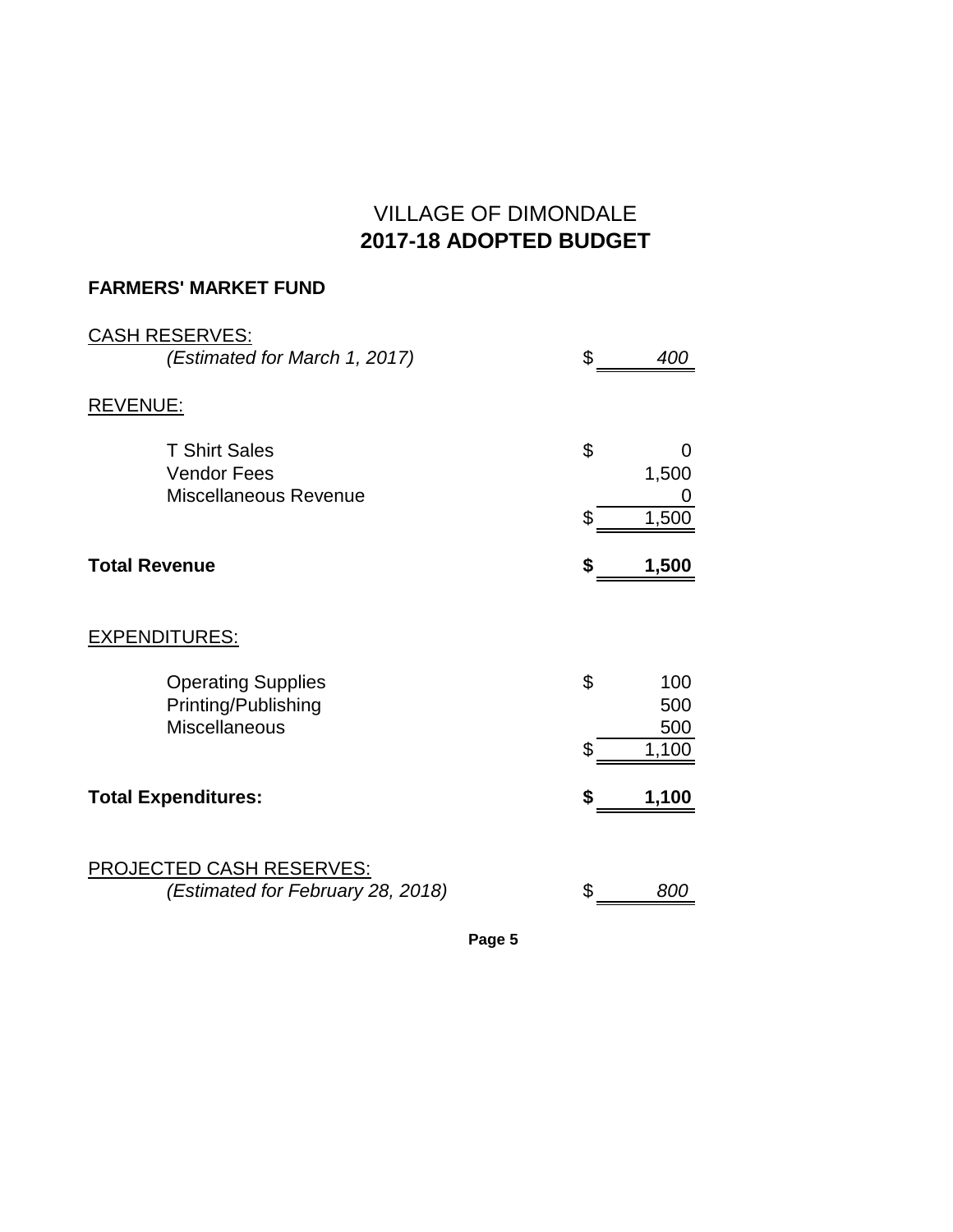# VILLAGE OF DIMONDALE
# **2017-18 ADOPTED BUDGET**

**FARMERS' MARKET FUND**

| | |
|---|---|
| CASH RESERVES: | |
| *(Estimated for March 1, 2017)* | $ *400* |
| REVENUE: | |
| T Shirt Sales | $ 0 |
| Vendor Fees | 1,500 |
| Miscellaneous Revenue | 0 |
| | $ 1,500 |
| **Total Revenue** | **$ 1,500** |
| EXPENDITURES: | |
| Operating Supplies | $ 100 |
| Printing/Publishing | 500 |
| Miscellaneous | 500 |
| | $ 1,100 |
| **Total Expenditures:** | **$ 1,100** |
| PROJECTED CASH RESERVES: | |
| *(Estimated for February 28, 2018)* | $ *800* |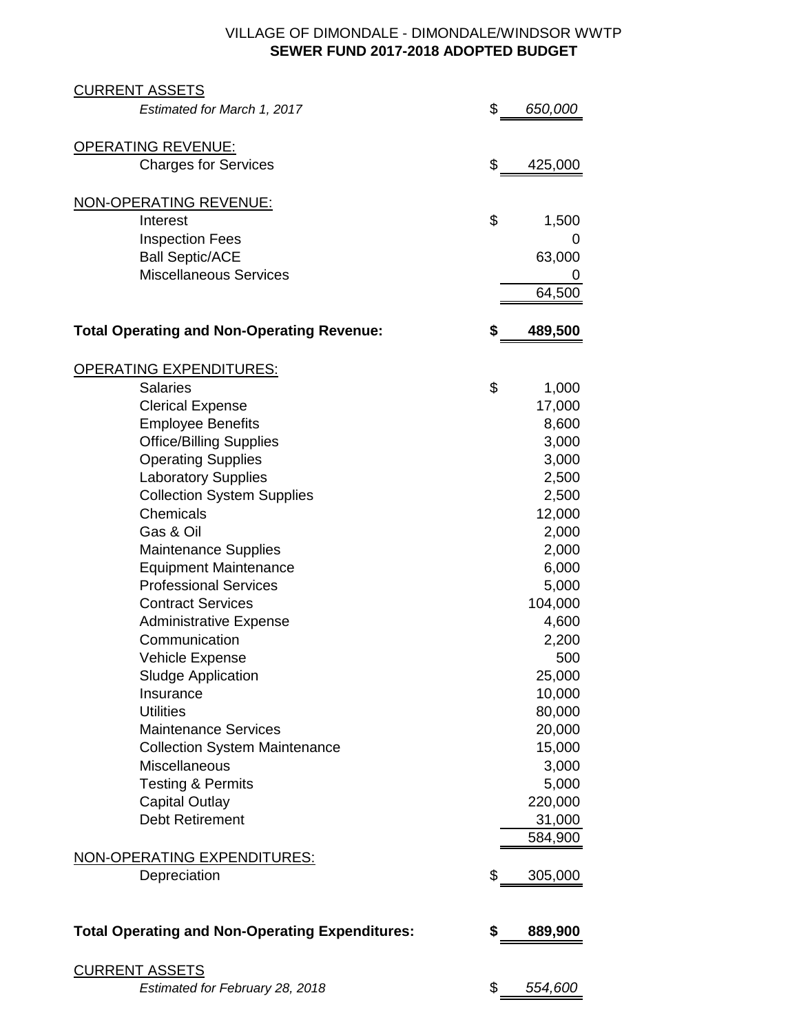VILLAGE OF DIMONDALE - DIMONDALE/WINDSOR WWTP

**SEWER FUND 2017-2018 ADOPTED BUDGET**

| | | |
|---|---|---|
| CURRENT ASSETS | | |
| *Estimated for March 1, 2017* | $ | *650,000* |
| | | |
| OPERATING REVENUE: | | |
| Charges for Services | $ | 425,000 |
| | | |
| NON-OPERATING REVENUE: | | |
| Interest | $ | 1,500 |
| Inspection Fees | | 0 |
| Ball Septic/ACE | | 63,000 |
| Miscellaneous Services | | 0 |
| | | 64,500 |
| | | |
| **Total Operating and Non-Operating Revenue:** | **$** | **489,500** |
| | | |
| OPERATING EXPENDITURES: | | |
| Salaries | $ | 1,000 |
| Clerical Expense | | 17,000 |
| Employee Benefits | | 8,600 |
| Office/Billing Supplies | | 3,000 |
| Operating Supplies | | 3,000 |
| Laboratory Supplies | | 2,500 |
| Collection System Supplies | | 2,500 |
| Chemicals | | 12,000 |
| Gas & Oil | | 2,000 |
| Maintenance Supplies | | 2,000 |
| Equipment Maintenance | | 6,000 |
| Professional Services | | 5,000 |
| Contract Services | | 104,000 |
| Administrative Expense | | 4,600 |
| Communication | | 2,200 |
| Vehicle Expense | | 500 |
| Sludge Application | | 25,000 |
| Insurance | | 10,000 |
| Utilities | | 80,000 |
| Maintenance Services | | 20,000 |
| Collection System Maintenance | | 15,000 |
| Miscellaneous | | 3,000 |
| Testing & Permits | | 5,000 |
| Capital Outlay | | 220,000 |
| Debt Retirement | | 31,000 |
| | | 584,900 |
| NON-OPERATING EXPENDITURES: | | |
| Depreciation | $ | 305,000 |
| | | |
| **Total Operating and Non-Operating Expenditures:** | **$** | **889,900** |
| | | |
| CURRENT ASSETS | | |
| *Estimated for February 28, 2018* | $ | *554,600* |